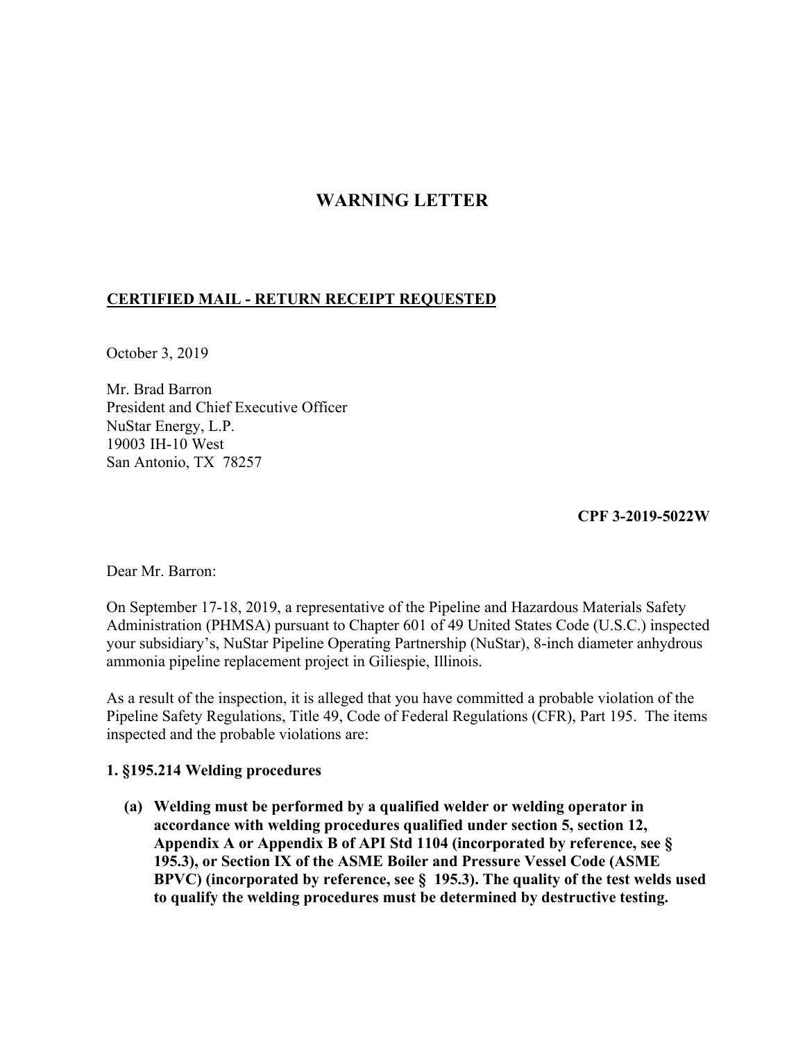# WARNING LETTER

**CERTIFIED MAIL - RETURN RECEIPT REQUESTED**

October 3, 2019

Mr. Brad Barron
President and Chief Executive Officer
NuStar Energy, L.P.
19003 IH-10 West
San Antonio, TX 78257

**CPF 3-2019-5022W**

Dear Mr. Barron:

On September 17-18, 2019, a representative of the Pipeline and Hazardous Materials Safety Administration (PHMSA) pursuant to Chapter 601 of 49 United States Code (U.S.C.) inspected your subsidiary's, NuStar Pipeline Operating Partnership (NuStar), 8-inch diameter anhydrous ammonia pipeline replacement project in Giliespie, Illinois.

As a result of the inspection, it is alleged that you have committed a probable violation of the Pipeline Safety Regulations, Title 49, Code of Federal Regulations (CFR), Part 195. The items inspected and the probable violations are:

**1. §195.214 Welding procedures**

**(a) Welding must be performed by a qualified welder or welding operator in accordance with welding procedures qualified under section 5, section 12, Appendix A or Appendix B of API Std 1104 (incorporated by reference, see § 195.3), or Section IX of the ASME Boiler and Pressure Vessel Code (ASME BPVC) (incorporated by reference, see § 195.3). The quality of the test welds used to qualify the welding procedures must be determined by destructive testing.**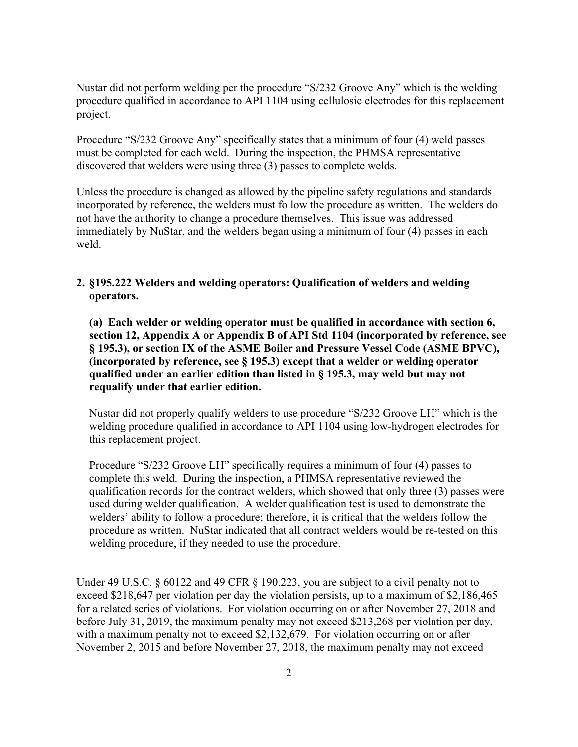Nustar did not perform welding per the procedure "S/232 Groove Any" which is the welding procedure qualified in accordance to API 1104 using cellulosic electrodes for this replacement project.

Procedure "S/232 Groove Any" specifically states that a minimum of four (4) weld passes must be completed for each weld. During the inspection, the PHMSA representative discovered that welders were using three (3) passes to complete welds.

Unless the procedure is changed as allowed by the pipeline safety regulations and standards incorporated by reference, the welders must follow the procedure as written. The welders do not have the authority to change a procedure themselves. This issue was addressed immediately by NuStar, and the welders began using a minimum of four (4) passes in each weld.

**2. §195.222 Welders and welding operators: Qualification of welders and welding operators.**

**(a) Each welder or welding operator must be qualified in accordance with section 6, section 12, Appendix A or Appendix B of API Std 1104 (incorporated by reference, see § 195.3), or section IX of the ASME Boiler and Pressure Vessel Code (ASME BPVC), (incorporated by reference, see § 195.3) except that a welder or welding operator qualified under an earlier edition than listed in § 195.3, may weld but may not requalify under that earlier edition.**

Nustar did not properly qualify welders to use procedure "S/232 Groove LH" which is the welding procedure qualified in accordance to API 1104 using low-hydrogen electrodes for this replacement project.

Procedure "S/232 Groove LH" specifically requires a minimum of four (4) passes to complete this weld. During the inspection, a PHMSA representative reviewed the qualification records for the contract welders, which showed that only three (3) passes were used during welder qualification. A welder qualification test is used to demonstrate the welders' ability to follow a procedure; therefore, it is critical that the welders follow the procedure as written. NuStar indicated that all contract welders would be re-tested on this welding procedure, if they needed to use the procedure.

Under 49 U.S.C. § 60122 and 49 CFR § 190.223, you are subject to a civil penalty not to exceed $218,647 per violation per day the violation persists, up to a maximum of $2,186,465 for a related series of violations. For violation occurring on or after November 27, 2018 and before July 31, 2019, the maximum penalty may not exceed $213,268 per violation per day, with a maximum penalty not to exceed $2,132,679. For violation occurring on or after November 2, 2015 and before November 27, 2018, the maximum penalty may not exceed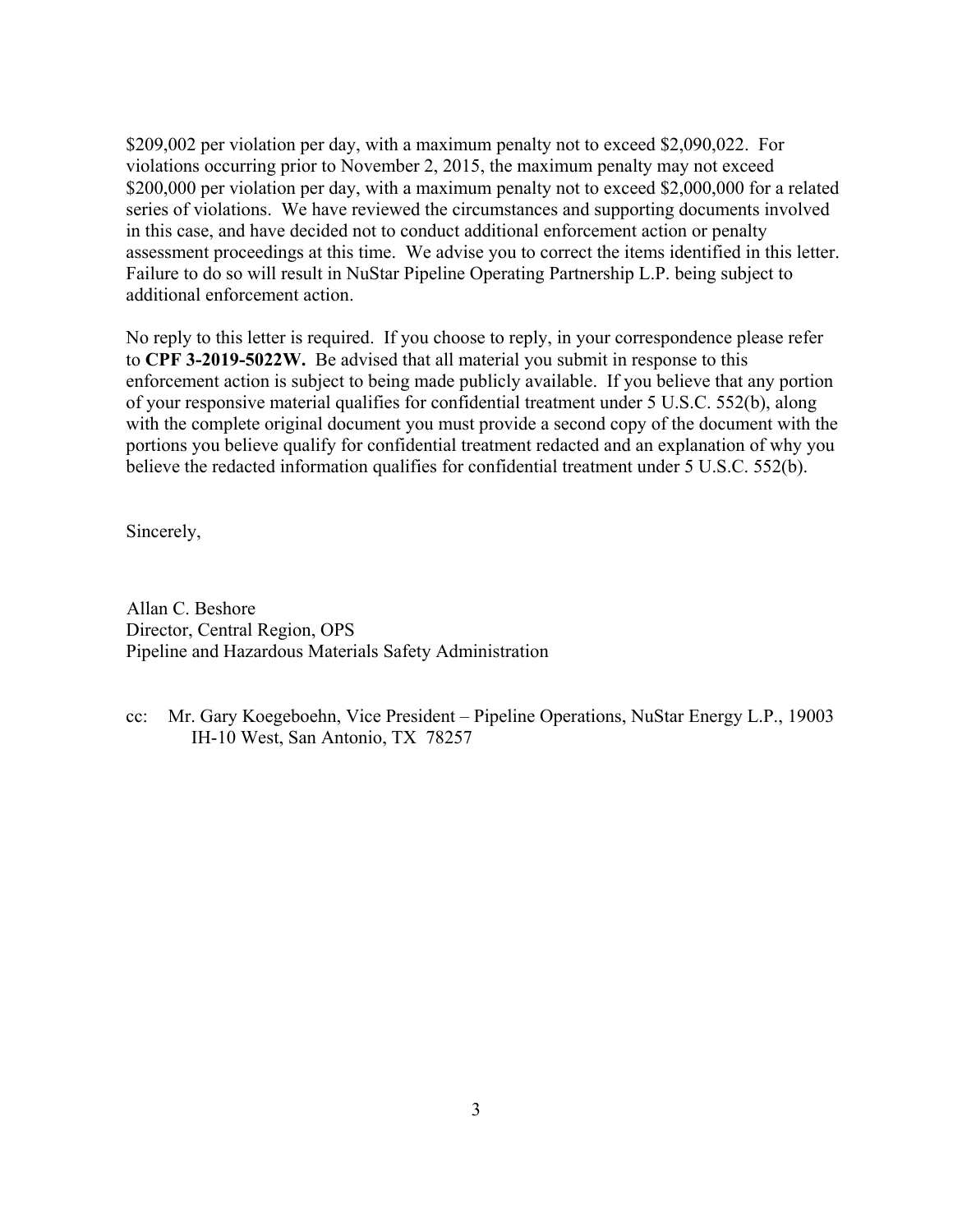$209,002 per violation per day, with a maximum penalty not to exceed $2,090,022. For violations occurring prior to November 2, 2015, the maximum penalty may not exceed $200,000 per violation per day, with a maximum penalty not to exceed $2,000,000 for a related series of violations. We have reviewed the circumstances and supporting documents involved in this case, and have decided not to conduct additional enforcement action or penalty assessment proceedings at this time. We advise you to correct the items identified in this letter. Failure to do so will result in NuStar Pipeline Operating Partnership L.P. being subject to additional enforcement action.

No reply to this letter is required. If you choose to reply, in your correspondence please refer to **CPF 3-2019-5022W.** Be advised that all material you submit in response to this enforcement action is subject to being made publicly available. If you believe that any portion of your responsive material qualifies for confidential treatment under 5 U.S.C. 552(b), along with the complete original document you must provide a second copy of the document with the portions you believe qualify for confidential treatment redacted and an explanation of why you believe the redacted information qualifies for confidential treatment under 5 U.S.C. 552(b).

Sincerely,

Allan C. Beshore
Director, Central Region, OPS
Pipeline and Hazardous Materials Safety Administration

cc: Mr. Gary Koegeboehn, Vice President – Pipeline Operations, NuStar Energy L.P., 19003 IH-10 West, San Antonio, TX 78257